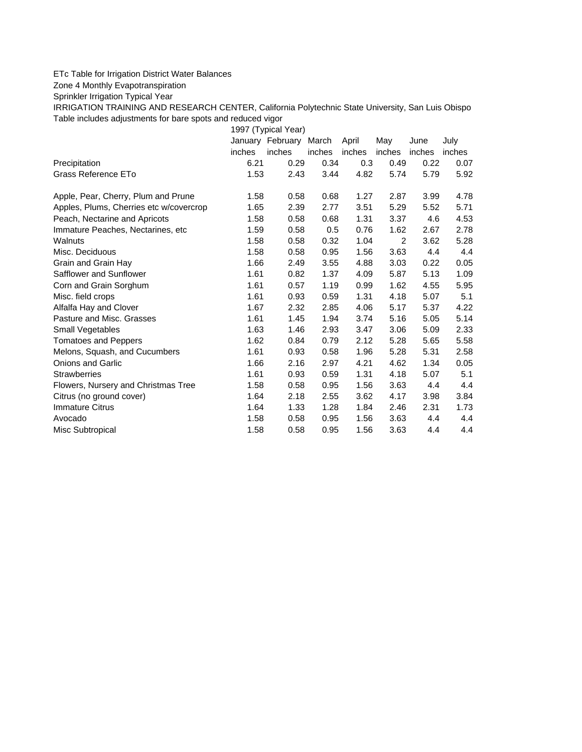ETc Table for Irrigation District Water Balances

Zone 4 Monthly Evapotranspiration

Sprinkler Irrigation Typical Year

IRRIGATION TRAINING AND RESEARCH CENTER, California Polytechnic State University, San Luis Obispo

Table includes adjustments for bare spots and reduced vigor

| | 1997 (Typical Year) | | | | | | |
|---|---|---|---|---|---|---|---|
| | January | February | March | April | May | June | July |
| | inches | inches | inches | inches | inches | inches | inches |
| Precipitation | 6.21 | 0.29 | 0.34 | 0.3 | 0.49 | 0.22 | 0.07 |
| Grass Reference ETo | 1.53 | 2.43 | 3.44 | 4.82 | 5.74 | 5.79 | 5.92 |
| | | | | | | | |
| Apple, Pear, Cherry, Plum and Prune | 1.58 | 0.58 | 0.68 | 1.27 | 2.87 | 3.99 | 4.78 |
| Apples, Plums, Cherries etc w/covercrop | 1.65 | 2.39 | 2.77 | 3.51 | 5.29 | 5.52 | 5.71 |
| Peach, Nectarine and Apricots | 1.58 | 0.58 | 0.68 | 1.31 | 3.37 | 4.6 | 4.53 |
| Immature Peaches, Nectarines, etc | 1.59 | 0.58 | 0.5 | 0.76 | 1.62 | 2.67 | 2.78 |
| Walnuts | 1.58 | 0.58 | 0.32 | 1.04 | 2 | 3.62 | 5.28 |
| Misc. Deciduous | 1.58 | 0.58 | 0.95 | 1.56 | 3.63 | 4.4 | 4.4 |
| Grain and Grain Hay | 1.66 | 2.49 | 3.55 | 4.88 | 3.03 | 0.22 | 0.05 |
| Safflower and Sunflower | 1.61 | 0.82 | 1.37 | 4.09 | 5.87 | 5.13 | 1.09 |
| Corn and Grain Sorghum | 1.61 | 0.57 | 1.19 | 0.99 | 1.62 | 4.55 | 5.95 |
| Misc. field crops | 1.61 | 0.93 | 0.59 | 1.31 | 4.18 | 5.07 | 5.1 |
| Alfalfa Hay and Clover | 1.67 | 2.32 | 2.85 | 4.06 | 5.17 | 5.37 | 4.22 |
| Pasture and Misc. Grasses | 1.61 | 1.45 | 1.94 | 3.74 | 5.16 | 5.05 | 5.14 |
| Small Vegetables | 1.63 | 1.46 | 2.93 | 3.47 | 3.06 | 5.09 | 2.33 |
| Tomatoes and Peppers | 1.62 | 0.84 | 0.79 | 2.12 | 5.28 | 5.65 | 5.58 |
| Melons, Squash, and Cucumbers | 1.61 | 0.93 | 0.58 | 1.96 | 5.28 | 5.31 | 2.58 |
| Onions and Garlic | 1.66 | 2.16 | 2.97 | 4.21 | 4.62 | 1.34 | 0.05 |
| Strawberries | 1.61 | 0.93 | 0.59 | 1.31 | 4.18 | 5.07 | 5.1 |
| Flowers, Nursery and Christmas Tree | 1.58 | 0.58 | 0.95 | 1.56 | 3.63 | 4.4 | 4.4 |
| Citrus (no ground cover) | 1.64 | 2.18 | 2.55 | 3.62 | 4.17 | 3.98 | 3.84 |
| Immature Citrus | 1.64 | 1.33 | 1.28 | 1.84 | 2.46 | 2.31 | 1.73 |
| Avocado | 1.58 | 0.58 | 0.95 | 1.56 | 3.63 | 4.4 | 4.4 |
| Misc Subtropical | 1.58 | 0.58 | 0.95 | 1.56 | 3.63 | 4.4 | 4.4 |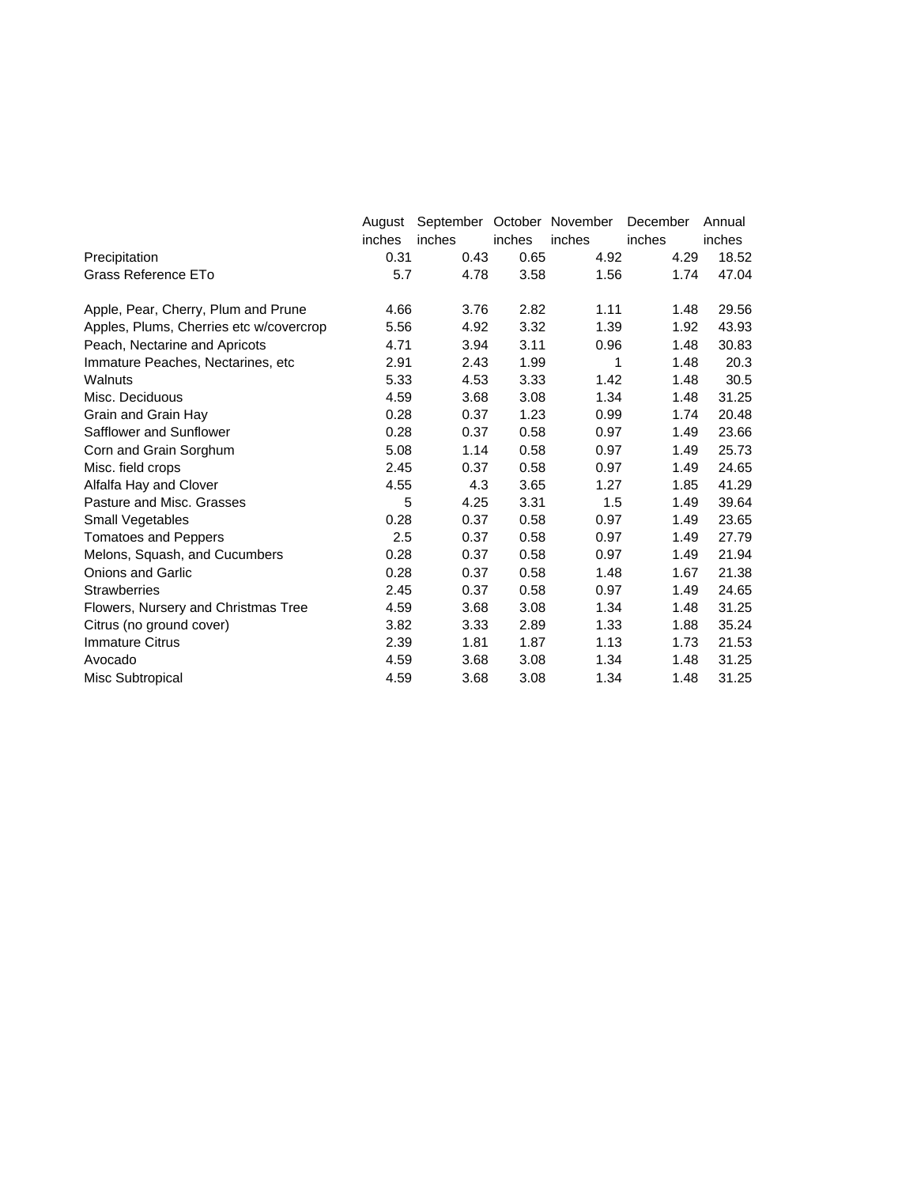| | August inches | September inches | October inches | November inches | December inches | Annual inches |
|---|---|---|---|---|---|---|
| Precipitation | 0.31 | 0.43 | 0.65 | 4.92 | 4.29 | 18.52 |
| Grass Reference ETo | 5.7 | 4.78 | 3.58 | 1.56 | 1.74 | 47.04 |
| | | | | | | |
| Apple, Pear, Cherry, Plum and Prune | 4.66 | 3.76 | 2.82 | 1.11 | 1.48 | 29.56 |
| Apples, Plums, Cherries etc w/covercrop | 5.56 | 4.92 | 3.32 | 1.39 | 1.92 | 43.93 |
| Peach, Nectarine and Apricots | 4.71 | 3.94 | 3.11 | 0.96 | 1.48 | 30.83 |
| Immature Peaches, Nectarines, etc | 2.91 | 2.43 | 1.99 | 1 | 1.48 | 20.3 |
| Walnuts | 5.33 | 4.53 | 3.33 | 1.42 | 1.48 | 30.5 |
| Misc. Deciduous | 4.59 | 3.68 | 3.08 | 1.34 | 1.48 | 31.25 |
| Grain and Grain Hay | 0.28 | 0.37 | 1.23 | 0.99 | 1.74 | 20.48 |
| Safflower and Sunflower | 0.28 | 0.37 | 0.58 | 0.97 | 1.49 | 23.66 |
| Corn and Grain Sorghum | 5.08 | 1.14 | 0.58 | 0.97 | 1.49 | 25.73 |
| Misc. field crops | 2.45 | 0.37 | 0.58 | 0.97 | 1.49 | 24.65 |
| Alfalfa Hay and Clover | 4.55 | 4.3 | 3.65 | 1.27 | 1.85 | 41.29 |
| Pasture and Misc. Grasses | 5 | 4.25 | 3.31 | 1.5 | 1.49 | 39.64 |
| Small Vegetables | 0.28 | 0.37 | 0.58 | 0.97 | 1.49 | 23.65 |
| Tomatoes and Peppers | 2.5 | 0.37 | 0.58 | 0.97 | 1.49 | 27.79 |
| Melons, Squash, and Cucumbers | 0.28 | 0.37 | 0.58 | 0.97 | 1.49 | 21.94 |
| Onions and Garlic | 0.28 | 0.37 | 0.58 | 1.48 | 1.67 | 21.38 |
| Strawberries | 2.45 | 0.37 | 0.58 | 0.97 | 1.49 | 24.65 |
| Flowers, Nursery and Christmas Tree | 4.59 | 3.68 | 3.08 | 1.34 | 1.48 | 31.25 |
| Citrus (no ground cover) | 3.82 | 3.33 | 2.89 | 1.33 | 1.88 | 35.24 |
| Immature Citrus | 2.39 | 1.81 | 1.87 | 1.13 | 1.73 | 21.53 |
| Avocado | 4.59 | 3.68 | 3.08 | 1.34 | 1.48 | 31.25 |
| Misc Subtropical | 4.59 | 3.68 | 3.08 | 1.34 | 1.48 | 31.25 |